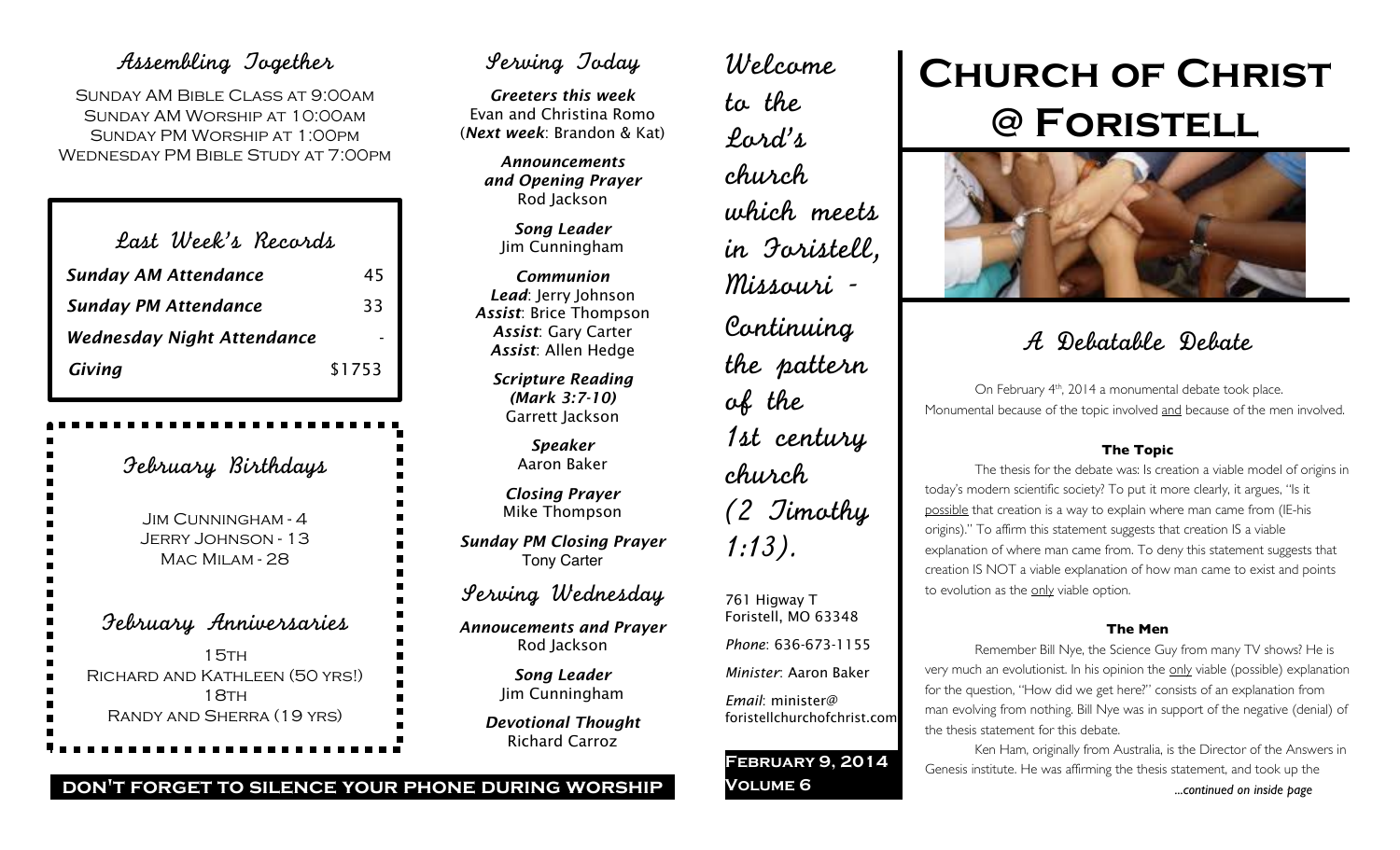## Assembling Together

Sunday AM Bible Class at 9:00am
Sunday AM Worship at 10:00am
Sunday PM Worship at 1:00pm
Wednesday PM Bible Study at 7:00pm

## Last Week's Records

| | |
|---|---|
| *Sunday AM Attendance* | 45 |
| *Sunday PM Attendance* | 33 |
| *Wednesday Night Attendance* | - |
| *Giving* | $1753 |

## February Birthdays

Jim Cunningham - 4
Jerry Johnson - 13
Mac Milam - 28

## February Anniversaries

15th
Richard and Kathleen (50 yrs!)
18th
Randy and Sherra (19 yrs)

**DON'T FORGET TO SILENCE YOUR PHONE DURING WORSHIP**

## Serving Today

***Greeters this week***
Evan and Christina Romo
(***Next week***: Brandon & Kat)

***Announcements and Opening Prayer***
Rod Jackson

***Song Leader***
Jim Cunningham

***Communion***
***Lead***: Jerry Johnson
***Assist***: Brice Thompson
***Assist***: Gary Carter
***Assist***: Allen Hedge

***Scripture Reading (Mark 3:7-10)***
Garrett Jackson

***Speaker***
Aaron Baker

***Closing Prayer***
Mike Thompson

***Sunday PM Closing Prayer***
Tony Carter

## Serving Wednesday

***Annoucements and Prayer***
Rod Jackson

***Song Leader***
Jim Cunningham

***Devotional Thought***
Richard Carroz

Welcome to the Lord's church which meets in Foristell, Missouri - Continuing the pattern of the 1st century church (2 Timothy 1:13).

761 Higway T
Foristell, MO 63348

*Phone*: 636-673-1155

*Minister*: Aaron Baker

*Email*: minister@foristellchurchofchrist.com

**February 9, 2014**
**Volume 6**

# Church of Christ @ Foristell

## A Debatable Debate

On February 4th, 2014 a monumental debate took place. Monumental because of the topic involved and because of the men involved.

### The Topic

The thesis for the debate was: Is creation a viable model of origins in today's modern scientific society? To put it more clearly, it argues, "Is it possible that creation is a way to explain where man came from (IE-his origins)." To affirm this statement suggests that creation IS a viable explanation of where man came from. To deny this statement suggests that creation IS NOT a viable explanation of how man came to exist and points to evolution as the only viable option.

### The Men

Remember Bill Nye, the Science Guy from many TV shows? He is very much an evolutionist. In his opinion the only viable (possible) explanation for the question, "How did we get here?" consists of an explanation from man evolving from nothing. Bill Nye was in support of the negative (denial) of the thesis statement for this debate.

Ken Ham, originally from Australia, is the Director of the Answers in Genesis institute. He was affirming the thesis statement, and took up the

*...continued on inside page*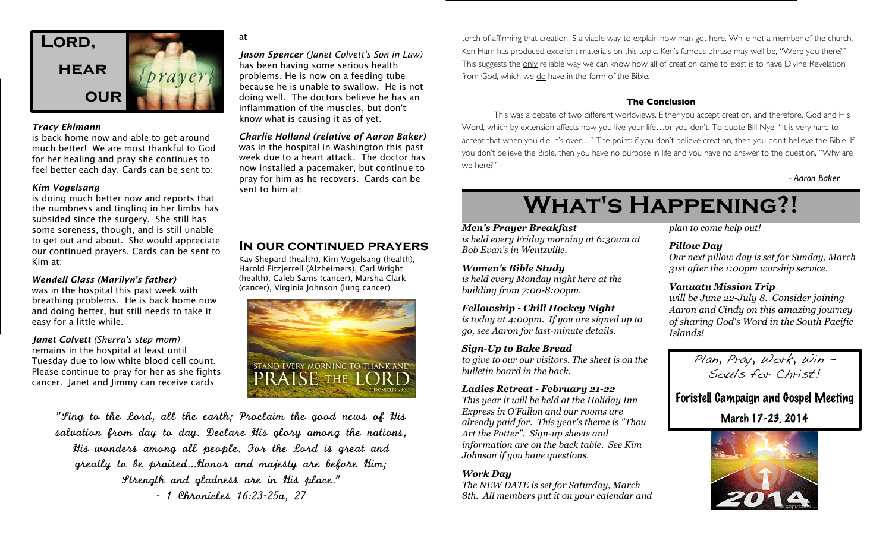# Lord, hear our {prayer}

***Tracy Ehlmann***
is back home now and able to get around much better! We are most thankful to God for her healing and pray she continues to feel better each day. Cards can be sent to:

***Kim Vogelsang***
is doing much better now and reports that the numbness and tingling in her limbs has subsided since the surgery. She still has some soreness, though, and is still unable to get out and about. She would appreciate our continued prayers. Cards can be sent to Kim at:

***Wendell Glass (Marilyn's father)***
was in the hospital this past week with breathing problems. He is back home now and doing better, but still needs to take it easy for a little while.

***Janet Colvett** (Sherra's step-mom)*
remains in the hospital at least until Tuesday due to low white blood cell count. Please continue to pray for her as she fights cancer. Janet and Jimmy can receive cards at

***Jason Spencer** (Janet Colvett's Son-in-Law)*
has been having some serious health problems. He is now on a feeding tube because he is unable to swallow. He is not doing well. The doctors believe he has an inflammation of the muscles, but don't know what is causing it as of yet.

***Charlie Holland (relative of Aaron Baker)***
was in the hospital in Washington this past week due to a heart attack. The doctor has now installed a pacemaker, but continue to pray for him as he recovers. Cards can be sent to him at:

## In our continued prayers

Kay Shepard (health), Kim Vogelsang (health), Harold Fitzjerrell (Alzheimers), Carl Wright (health), Caleb Sams (cancer), Marsha Clark (cancer), Virginia Johnson (lung cancer)

STAND EVERY MORNING TO THANK AND PRAISE THE LORD
1 CHRONICLES 23:30

*"Sing to the Lord, all the earth; Proclaim the good news of His salvation from day to day. Declare His glory among the nations, His wonders among all people. For the Lord is great and greatly to be praised...Honor and majesty are before Him; Strength and gladness are in His place."*
*- 1 Chronicles 16:23-25a, 27*

torch of affirming that creation IS a viable way to explain how man got here. While not a member of the church, Ken Ham has produced excellent materials on this topic. Ken's famous phrase may well be, "Were you there?" This suggests the only reliable way we can know how all of creation came to exist is to have Divine Revelation from God, which we do have in the form of the Bible.

### The Conclusion

This was a debate of two different worldviews. Either you accept creation, and therefore, God and His Word, which by extension affects how you live your life…or you don't. To quote Bill Nye, "It is very hard to accept that when you die, it's over…" The point: if you don't believe creation, then you don't believe the Bible. If you don't believe the Bible, then you have no purpose in life and you have no answer to the question, "Why are we here?"

*- Aaron Baker*

# What's Happening?!

***Men's Prayer Breakfast***
*is held every Friday morning at 6:30am at Bob Evan's in Wentzville.*

***Women's Bible Study***
*is held every Monday night here at the building from 7:00-8:00pm.*

***Fellowship - Chill Hockey Night***
*is today at 4:00pm. If you are signed up to go, see Aaron for last-minute details.*

***Sign-Up to Bake Bread***
*to give to our visitors. The sheet is on the bulletin board in the back.*

***Ladies Retreat - February 21-22***
*This year it will be held at the Holiday Inn Express in O'Fallon and our rooms are already paid for. This year's theme is "Thou Art the Potter". Sign-up sheets and information are on the back table. See Kim Johnson if you have questions.*

***Work Day***
*The NEW DATE is set for Saturday, March 8th. All members put it on your calendar and plan to come help out!*

***Pillow Day***
*Our next pillow day is set for Sunday, March 31st after the 1:00pm worship service.*

***Vanuatu Mission Trip***
*will be June 22-July 8. Consider joining Aaron and Cindy on this amazing journey of sharing God's Word in the South Pacific Islands!*

Plan, Pray, Work, Win - Souls for Christ!

**Foristell Campaign and Gospel Meeting**

**March 17-23, 2014**

2014